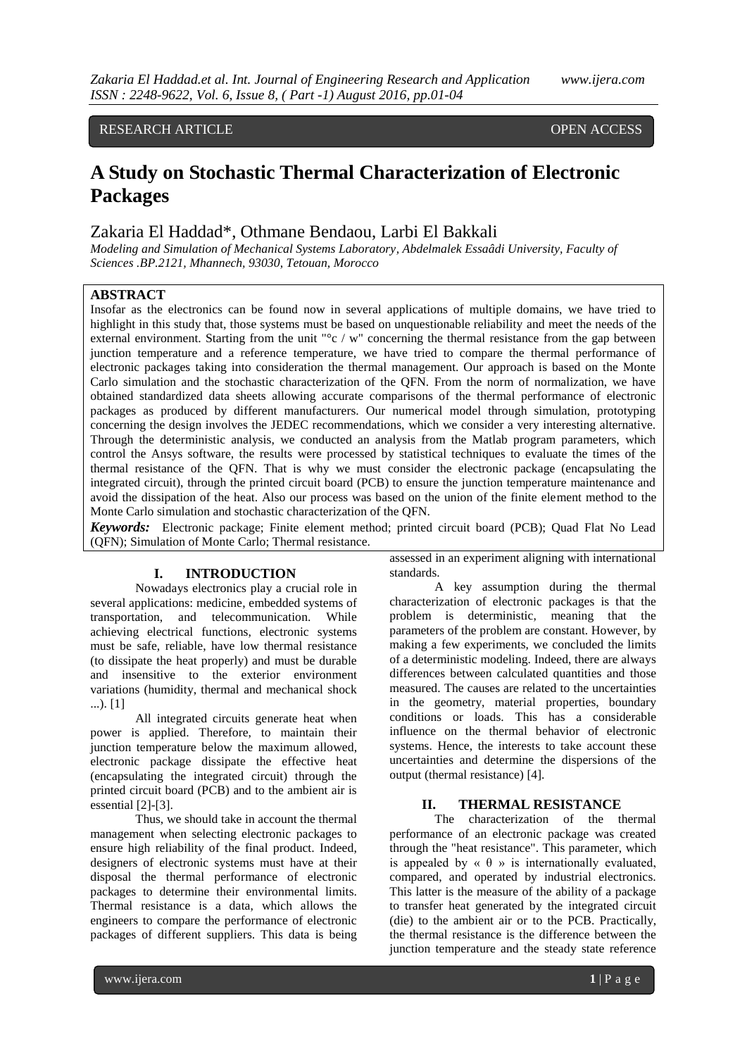RESEARCH ARTICLE OPEN ACCESS

# A Study on Stochastic Thermal Characterization of Electronic Packages

Zakaria El Haddad*, Othmane Bendaou, Larbi El Bakkali

*Modeling and Simulation of Mechanical Systems Laboratory, Abdelmalek Essaâdi University, Faculty of Sciences .BP.2121, Mhannech, 93030, Tetouan, Morocco*

## ABSTRACT

Insofar as the electronics can be found now in several applications of multiple domains, we have tried to highlight in this study that, those systems must be based on unquestionable reliability and meet the needs of the external environment. Starting from the unit "°c / w" concerning the thermal resistance from the gap between junction temperature and a reference temperature, we have tried to compare the thermal performance of electronic packages taking into consideration the thermal management. Our approach is based on the Monte Carlo simulation and the stochastic characterization of the QFN. From the norm of normalization, we have obtained standardized data sheets allowing accurate comparisons of the thermal performance of electronic packages as produced by different manufacturers. Our numerical model through simulation, prototyping concerning the design involves the JEDEC recommendations, which we consider a very interesting alternative. Through the deterministic analysis, we conducted an analysis from the Matlab program parameters, which control the Ansys software, the results were processed by statistical techniques to evaluate the times of the thermal resistance of the QFN. That is why we must consider the electronic package (encapsulating the integrated circuit), through the printed circuit board (PCB) to ensure the junction temperature maintenance and avoid the dissipation of the heat. Also our process was based on the union of the finite element method to the Monte Carlo simulation and stochastic characterization of the QFN.

***Keywords:*** Electronic package; Finite element method; printed circuit board (PCB); Quad Flat No Lead (QFN); Simulation of Monte Carlo; Thermal resistance.

## I. INTRODUCTION

Nowadays electronics play a crucial role in several applications: medicine, embedded systems of transportation, and telecommunication. While achieving electrical functions, electronic systems must be safe, reliable, have low thermal resistance (to dissipate the heat properly) and must be durable and insensitive to the exterior environment variations (humidity, thermal and mechanical shock ...). [1]

All integrated circuits generate heat when power is applied. Therefore, to maintain their junction temperature below the maximum allowed, electronic package dissipate the effective heat (encapsulating the integrated circuit) through the printed circuit board (PCB) and to the ambient air is essential [2]-[3].

Thus, we should take in account the thermal management when selecting electronic packages to ensure high reliability of the final product. Indeed, designers of electronic systems must have at their disposal the thermal performance of electronic packages to determine their environmental limits. Thermal resistance is a data, which allows the engineers to compare the performance of electronic packages of different suppliers. This data is being assessed in an experiment aligning with international standards.

A key assumption during the thermal characterization of electronic packages is that the problem is deterministic, meaning that the parameters of the problem are constant. However, by making a few experiments, we concluded the limits of a deterministic modeling. Indeed, there are always differences between calculated quantities and those measured. The causes are related to the uncertainties in the geometry, material properties, boundary conditions or loads. This has a considerable influence on the thermal behavior of electronic systems. Hence, the interests to take account these uncertainties and determine the dispersions of the output (thermal resistance) [4].

## II. THERMAL RESISTANCE

The characterization of the thermal performance of an electronic package was created through the "heat resistance". This parameter, which is appealed by « θ » is internationally evaluated, compared, and operated by industrial electronics. This latter is the measure of the ability of a package to transfer heat generated by the integrated circuit (die) to the ambient air or to the PCB. Practically, the thermal resistance is the difference between the junction temperature and the steady state reference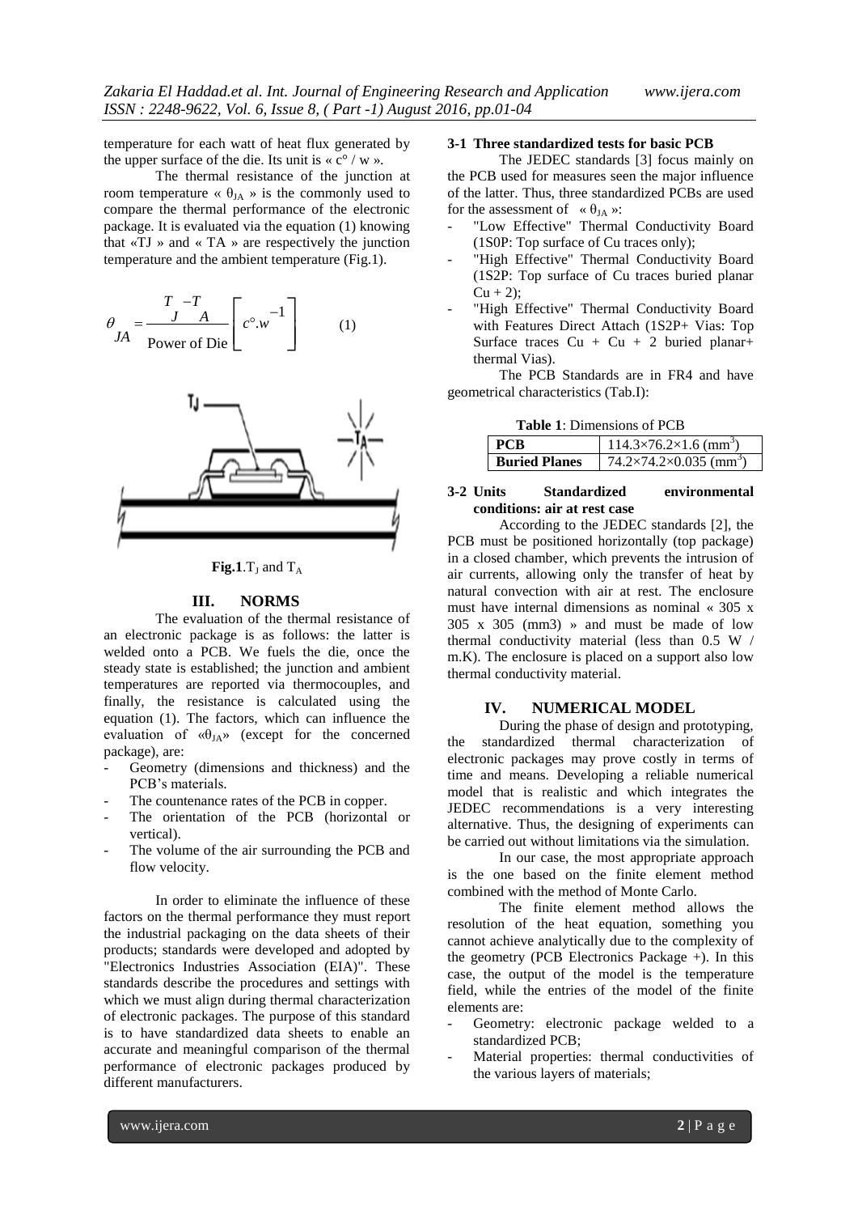temperature for each watt of heat flux generated by the upper surface of the die. Its unit is « c° / w ».

The thermal resistance of the junction at room temperature « $\theta_{JA}$ » is the commonly used to compare the thermal performance of the electronic package. It is evaluated via the equation (1) knowing that «TJ » and « TA » are respectively the junction temperature and the ambient temperature (Fig.1).

$$\theta_{JA} = \frac{T_J - T_A}{\text{Power of Die}} \left[ c^{\circ}.w^{-1} \right] \qquad (1)$$

**Fig.1**.$T_J$ and $T_A$

## III. NORMS

The evaluation of the thermal resistance of an electronic package is as follows: the latter is welded onto a PCB. We fuels the die, once the steady state is established; the junction and ambient temperatures are reported via thermocouples, and finally, the resistance is calculated using the equation (1). The factors, which can influence the evaluation of «$\theta_{JA}$» (except for the concerned package), are:

- Geometry (dimensions and thickness) and the PCB's materials.
- The countenance rates of the PCB in copper.
- The orientation of the PCB (horizontal or vertical).
- The volume of the air surrounding the PCB and flow velocity.

In order to eliminate the influence of these factors on the thermal performance they must report the industrial packaging on the data sheets of their products; standards were developed and adopted by "Electronics Industries Association (EIA)". These standards describe the procedures and settings with which we must align during thermal characterization of electronic packages. The purpose of this standard is to have standardized data sheets to enable an accurate and meaningful comparison of the thermal performance of electronic packages produced by different manufacturers.

### 3-1 Three standardized tests for basic PCB

The JEDEC standards [3] focus mainly on the PCB used for measures seen the major influence of the latter. Thus, three standardized PCBs are used for the assessment of « $\theta_{JA}$ »:

- "Low Effective" Thermal Conductivity Board (1S0P: Top surface of Cu traces only);
- "High Effective" Thermal Conductivity Board (1S2P: Top surface of Cu traces buried planar Cu + 2);
- "High Effective" Thermal Conductivity Board with Features Direct Attach (1S2P+ Vias: Top Surface traces Cu + Cu + 2 buried planar+ thermal Vias).

The PCB Standards are in FR4 and have geometrical characteristics (Tab.I):

**Table 1**: Dimensions of PCB

| **PCB** | $114.3\times76.2\times1.6$ (mm$^3$) |
|---|---|
| **Buried Planes** | $74.2\times74.2\times0.035$ (mm$^3$) |

### 3-2 Units Standardized environmental conditions: air at rest case

According to the JEDEC standards [2], the PCB must be positioned horizontally (top package) in a closed chamber, which prevents the intrusion of air currents, allowing only the transfer of heat by natural convection with air at rest. The enclosure must have internal dimensions as nominal « 305 x 305 x 305 (mm3) » and must be made of low thermal conductivity material (less than 0.5 W / m.K). The enclosure is placed on a support also low thermal conductivity material.

## IV. NUMERICAL MODEL

During the phase of design and prototyping, the standardized thermal characterization of electronic packages may prove costly in terms of time and means. Developing a reliable numerical model that is realistic and which integrates the JEDEC recommendations is a very interesting alternative. Thus, the designing of experiments can be carried out without limitations via the simulation.

In our case, the most appropriate approach is the one based on the finite element method combined with the method of Monte Carlo.

The finite element method allows the resolution of the heat equation, something you cannot achieve analytically due to the complexity of the geometry (PCB Electronics Package +). In this case, the output of the model is the temperature field, while the entries of the model of the finite elements are:

- Geometry: electronic package welded to a standardized PCB;
- Material properties: thermal conductivities of the various layers of materials;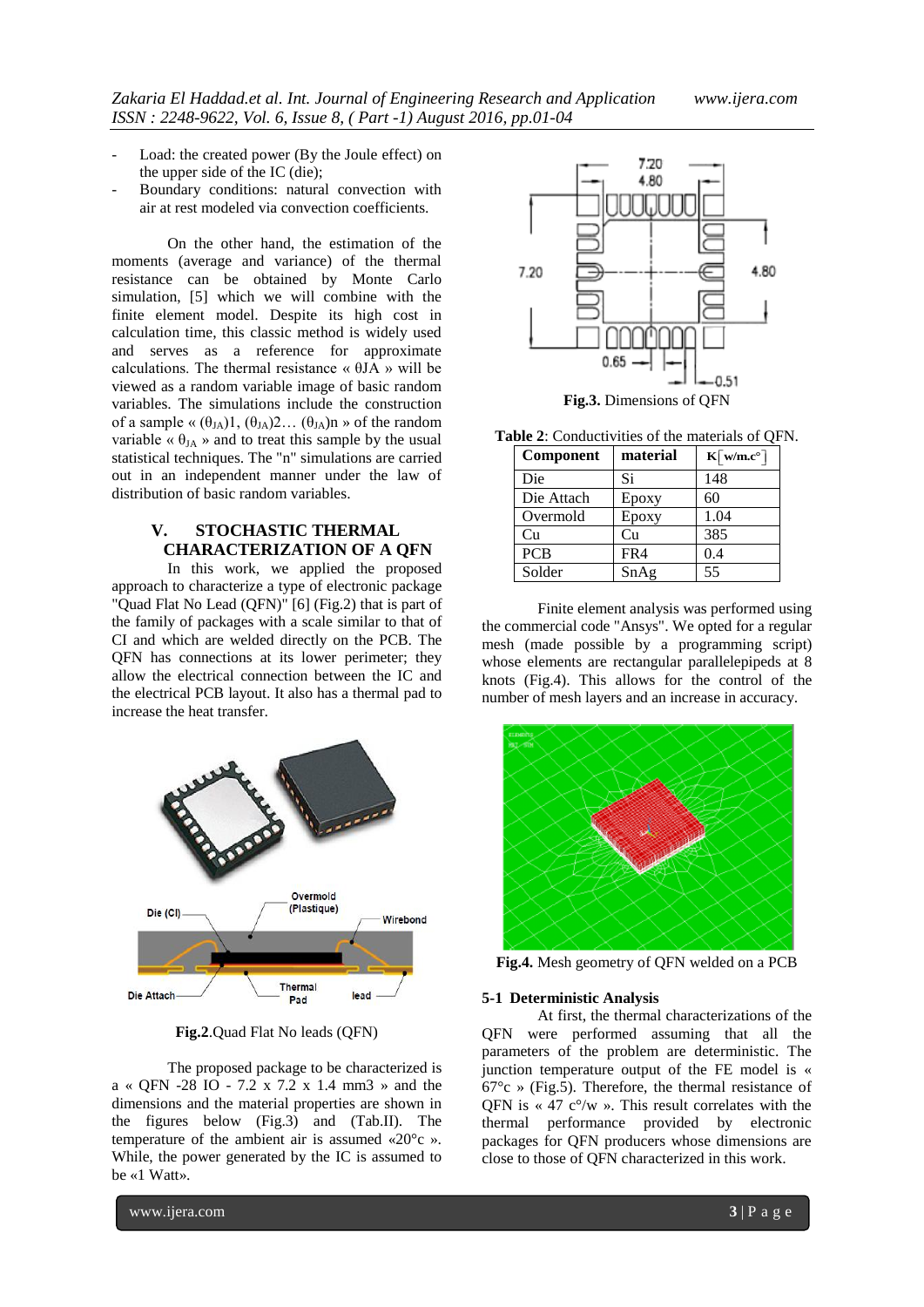- Load: the created power (By the Joule effect) on the upper side of the IC (die);
- Boundary conditions: natural convection with air at rest modeled via convection coefficients.

On the other hand, the estimation of the moments (average and variance) of the thermal resistance can be obtained by Monte Carlo simulation, [5] which we will combine with the finite element model. Despite its high cost in calculation time, this classic method is widely used and serves as a reference for approximate calculations. The thermal resistance « $\theta JA$ » will be viewed as a random variable image of basic random variables. The simulations include the construction of a sample « $(\theta_{JA})1, (\theta_{JA})2\ldots (\theta_{JA})n$ » of the random variable « $\theta_{JA}$ » and to treat this sample by the usual statistical techniques. The "n" simulations are carried out in an independent manner under the law of distribution of basic random variables.

## V. STOCHASTIC THERMAL CHARACTERIZATION OF A QFN

In this work, we applied the proposed approach to characterize a type of electronic package "Quad Flat No Lead (QFN)" [6] (Fig.2) that is part of the family of packages with a scale similar to that of CI and which are welded directly on the PCB. The QFN has connections at its lower perimeter; they allow the electrical connection between the IC and the electrical PCB layout. It also has a thermal pad to increase the heat transfer.

**Fig.2**.Quad Flat No leads (QFN)

The proposed package to be characterized is a « QFN -28 IO - 7.2 x 7.2 x 1.4 mm3 » and the dimensions and the material properties are shown in the figures below (Fig.3) and (Tab.II). The temperature of the ambient air is assumed «20°c ». While, the power generated by the IC is assumed to be «1 Watt».

**Fig.3.** Dimensions of QFN

**Table 2**: Conductivities of the materials of QFN.

| Component | material | K[w/m.c°] |
|---|---|---|
| Die | Si | 148 |
| Die Attach | Epoxy | 60 |
| Overmold | Epoxy | 1.04 |
| Cu | Cu | 385 |
| PCB | FR4 | 0.4 |
| Solder | SnAg | 55 |

Finite element analysis was performed using the commercial code "Ansys". We opted for a regular mesh (made possible by a programming script) whose elements are rectangular parallelepipeds at 8 knots (Fig.4). This allows for the control of the number of mesh layers and an increase in accuracy.

**Fig.4.** Mesh geometry of QFN welded on a PCB

### 5-1 Deterministic Analysis

At first, the thermal characterizations of the QFN were performed assuming that all the parameters of the problem are deterministic. The junction temperature output of the FE model is « 67°c » (Fig.5). Therefore, the thermal resistance of QFN is « 47 c°/w ». This result correlates with the thermal performance provided by electronic packages for QFN producers whose dimensions are close to those of QFN characterized in this work.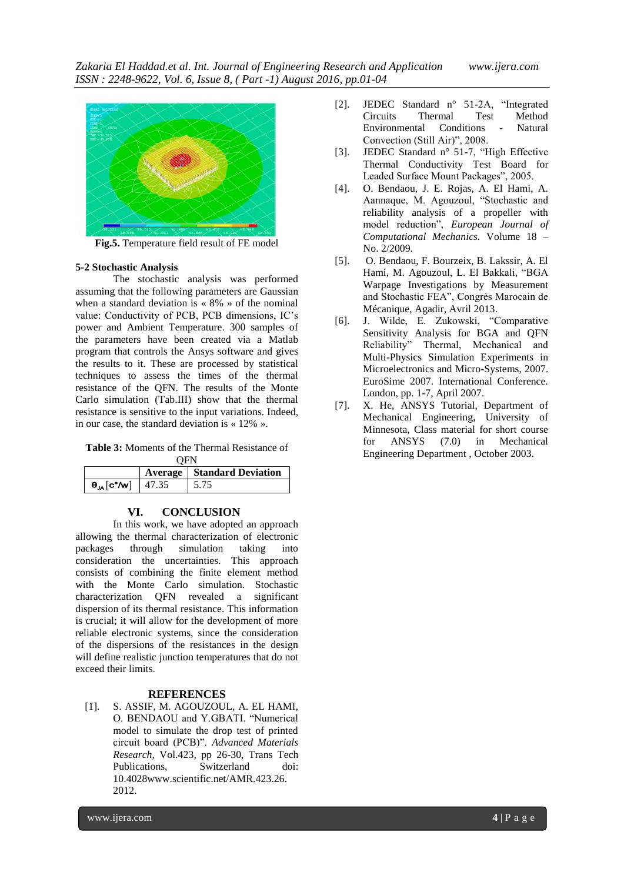Fig.5. Temperature field result of FE model

### 5-2 Stochastic Analysis

The stochastic analysis was performed assuming that the following parameters are Gaussian when a standard deviation is « 8% » of the nominal value: Conductivity of PCB, PCB dimensions, IC's power and Ambient Temperature. 300 samples of the parameters have been created via a Matlab program that controls the Ansys software and gives the results to it. These are processed by statistical techniques to assess the times of the thermal resistance of the QFN. The results of the Monte Carlo simulation (Tab.III) show that the thermal resistance is sensitive to the input variations. Indeed, in our case, the standard deviation is « 12% ».

**Table 3:** Moments of the Thermal Resistance of QFN

| | Average | Standard Deviation |
|---|---|---|
| $\theta_{JA}$ [c°/w] | 47.35 | 5.75 |

## VI. CONCLUSION

In this work, we have adopted an approach allowing the thermal characterization of electronic packages through simulation taking into consideration the uncertainties. This approach consists of combining the finite element method with the Monte Carlo simulation. Stochastic characterization QFN revealed a significant dispersion of its thermal resistance. This information is crucial; it will allow for the development of more reliable electronic systems, since the consideration of the dispersions of the resistances in the design will define realistic junction temperatures that do not exceed their limits.

## REFERENCES

[1]. S. ASSIF, M. AGOUZOUL, A. EL HAMI, O. BENDAOU and Y.GBATI. "Numerical model to simulate the drop test of printed circuit board (PCB)". *Advanced Materials Research*, Vol.423, pp 26-30, Trans Tech Publications, Switzerland doi: 10.4028www.scientific.net/AMR.423.26. 2012.

[2]. JEDEC Standard n° 51-2A, "Integrated Circuits Thermal Test Method Environmental Conditions - Natural Convection (Still Air)", 2008.

[3]. JEDEC Standard n° 51-7, "High Effective Thermal Conductivity Test Board for Leaded Surface Mount Packages", 2005.

[4]. O. Bendaou, J. E. Rojas, A. El Hami, A. Aannaque, M. Agouzoul, "Stochastic and reliability analysis of a propeller with model reduction", *European Journal of Computational Mechanics.* Volume 18 – No. 2/2009.

[5]. O. Bendaou, F. Bourzeix, B. Lakssir, A. El Hami, M. Agouzoul, L. El Bakkali, "BGA Warpage Investigations by Measurement and Stochastic FEA", Congrès Marocain de Mécanique, Agadir, Avril 2013.

[6]. J. Wilde, E. Zukowski, "Comparative Sensitivity Analysis for BGA and QFN Reliability" Thermal, Mechanical and Multi-Physics Simulation Experiments in Microelectronics and Micro-Systems, 2007. EuroSime 2007. International Conference. London, pp. 1-7, April 2007.

[7]. X. He, ANSYS Tutorial, Department of Mechanical Engineering, University of Minnesota, Class material for short course for ANSYS (7.0) in Mechanical Engineering Department , October 2003.